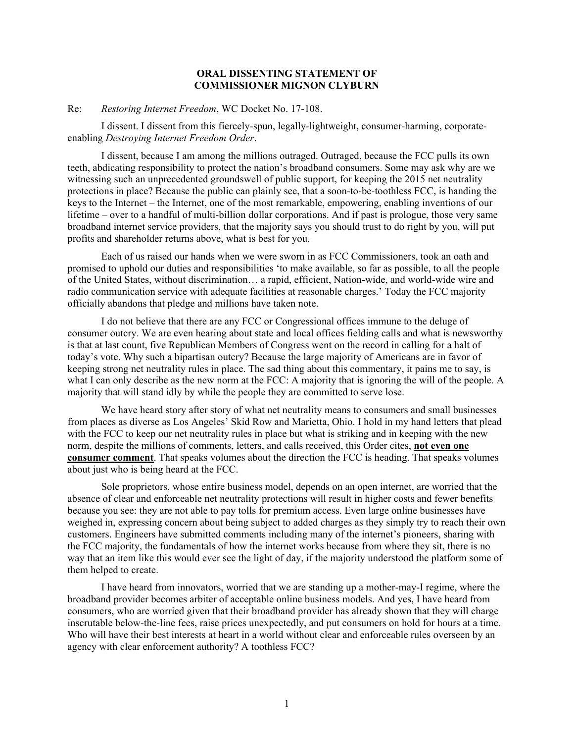**ORAL DISSENTING STATEMENT OF COMMISSIONER MIGNON CLYBURN**

Re: *Restoring Internet Freedom*, WC Docket No. 17-108.

I dissent. I dissent from this fiercely-spun, legally-lightweight, consumer-harming, corporate-enabling *Destroying Internet Freedom Order*.

I dissent, because I am among the millions outraged. Outraged, because the FCC pulls its own teeth, abdicating responsibility to protect the nation's broadband consumers. Some may ask why are we witnessing such an unprecedented groundswell of public support, for keeping the 2015 net neutrality protections in place? Because the public can plainly see, that a soon-to-be-toothless FCC, is handing the keys to the Internet – the Internet, one of the most remarkable, empowering, enabling inventions of our lifetime – over to a handful of multi-billion dollar corporations. And if past is prologue, those very same broadband internet service providers, that the majority says you should trust to do right by you, will put profits and shareholder returns above, what is best for you.

Each of us raised our hands when we were sworn in as FCC Commissioners, took an oath and promised to uphold our duties and responsibilities 'to make available, so far as possible, to all the people of the United States, without discrimination… a rapid, efficient, Nation-wide, and world-wide wire and radio communication service with adequate facilities at reasonable charges.' Today the FCC majority officially abandons that pledge and millions have taken note.

I do not believe that there are any FCC or Congressional offices immune to the deluge of consumer outcry. We are even hearing about state and local offices fielding calls and what is newsworthy is that at last count, five Republican Members of Congress went on the record in calling for a halt of today's vote. Why such a bipartisan outcry? Because the large majority of Americans are in favor of keeping strong net neutrality rules in place. The sad thing about this commentary, it pains me to say, is what I can only describe as the new norm at the FCC: A majority that is ignoring the will of the people. A majority that will stand idly by while the people they are committed to serve lose.

We have heard story after story of what net neutrality means to consumers and small businesses from places as diverse as Los Angeles' Skid Row and Marietta, Ohio. I hold in my hand letters that plead with the FCC to keep our net neutrality rules in place but what is striking and in keeping with the new norm, despite the millions of comments, letters, and calls received, this Order cites, **<u>not even one consumer comment</u>**. That speaks volumes about the direction the FCC is heading. That speaks volumes about just who is being heard at the FCC.

Sole proprietors, whose entire business model, depends on an open internet, are worried that the absence of clear and enforceable net neutrality protections will result in higher costs and fewer benefits because you see: they are not able to pay tolls for premium access. Even large online businesses have weighed in, expressing concern about being subject to added charges as they simply try to reach their own customers. Engineers have submitted comments including many of the internet's pioneers, sharing with the FCC majority, the fundamentals of how the internet works because from where they sit, there is no way that an item like this would ever see the light of day, if the majority understood the platform some of them helped to create.

I have heard from innovators, worried that we are standing up a mother-may-I regime, where the broadband provider becomes arbiter of acceptable online business models. And yes, I have heard from consumers, who are worried given that their broadband provider has already shown that they will charge inscrutable below-the-line fees, raise prices unexpectedly, and put consumers on hold for hours at a time. Who will have their best interests at heart in a world without clear and enforceable rules overseen by an agency with clear enforcement authority? A toothless FCC?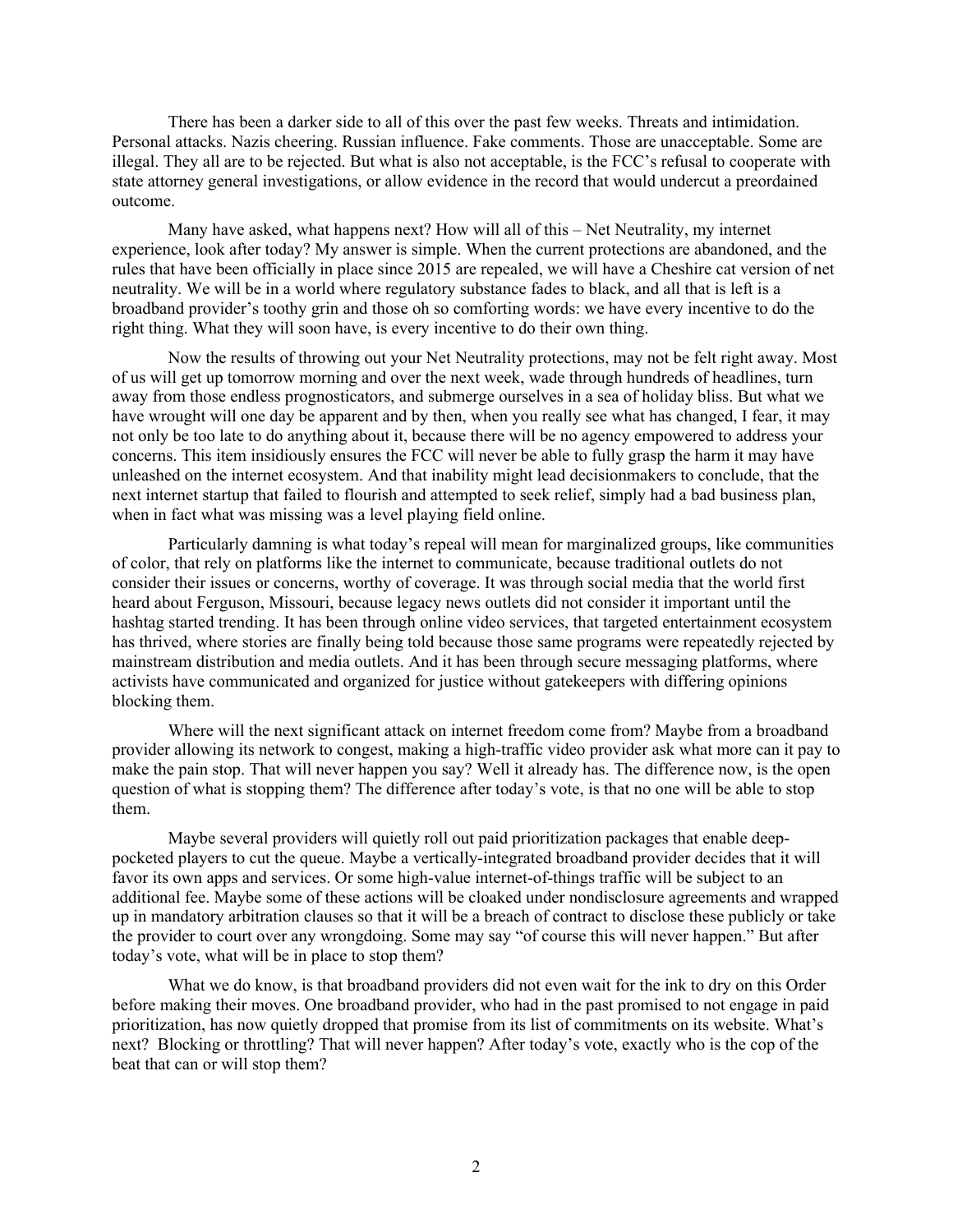There has been a darker side to all of this over the past few weeks. Threats and intimidation. Personal attacks. Nazis cheering. Russian influence. Fake comments. Those are unacceptable. Some are illegal. They all are to be rejected. But what is also not acceptable, is the FCC's refusal to cooperate with state attorney general investigations, or allow evidence in the record that would undercut a preordained outcome.

Many have asked, what happens next? How will all of this – Net Neutrality, my internet experience, look after today? My answer is simple. When the current protections are abandoned, and the rules that have been officially in place since 2015 are repealed, we will have a Cheshire cat version of net neutrality. We will be in a world where regulatory substance fades to black, and all that is left is a broadband provider's toothy grin and those oh so comforting words: we have every incentive to do the right thing. What they will soon have, is every incentive to do their own thing.

Now the results of throwing out your Net Neutrality protections, may not be felt right away. Most of us will get up tomorrow morning and over the next week, wade through hundreds of headlines, turn away from those endless prognosticators, and submerge ourselves in a sea of holiday bliss. But what we have wrought will one day be apparent and by then, when you really see what has changed, I fear, it may not only be too late to do anything about it, because there will be no agency empowered to address your concerns. This item insidiously ensures the FCC will never be able to fully grasp the harm it may have unleashed on the internet ecosystem. And that inability might lead decisionmakers to conclude, that the next internet startup that failed to flourish and attempted to seek relief, simply had a bad business plan, when in fact what was missing was a level playing field online.

Particularly damning is what today's repeal will mean for marginalized groups, like communities of color, that rely on platforms like the internet to communicate, because traditional outlets do not consider their issues or concerns, worthy of coverage. It was through social media that the world first heard about Ferguson, Missouri, because legacy news outlets did not consider it important until the hashtag started trending. It has been through online video services, that targeted entertainment ecosystem has thrived, where stories are finally being told because those same programs were repeatedly rejected by mainstream distribution and media outlets. And it has been through secure messaging platforms, where activists have communicated and organized for justice without gatekeepers with differing opinions blocking them.

Where will the next significant attack on internet freedom come from? Maybe from a broadband provider allowing its network to congest, making a high-traffic video provider ask what more can it pay to make the pain stop. That will never happen you say? Well it already has. The difference now, is the open question of what is stopping them? The difference after today's vote, is that no one will be able to stop them.

Maybe several providers will quietly roll out paid prioritization packages that enable deep-pocketed players to cut the queue. Maybe a vertically-integrated broadband provider decides that it will favor its own apps and services. Or some high-value internet-of-things traffic will be subject to an additional fee. Maybe some of these actions will be cloaked under nondisclosure agreements and wrapped up in mandatory arbitration clauses so that it will be a breach of contract to disclose these publicly or take the provider to court over any wrongdoing. Some may say "of course this will never happen." But after today's vote, what will be in place to stop them?

What we do know, is that broadband providers did not even wait for the ink to dry on this Order before making their moves. One broadband provider, who had in the past promised to not engage in paid prioritization, has now quietly dropped that promise from its list of commitments on its website. What's next? Blocking or throttling? That will never happen? After today's vote, exactly who is the cop of the beat that can or will stop them?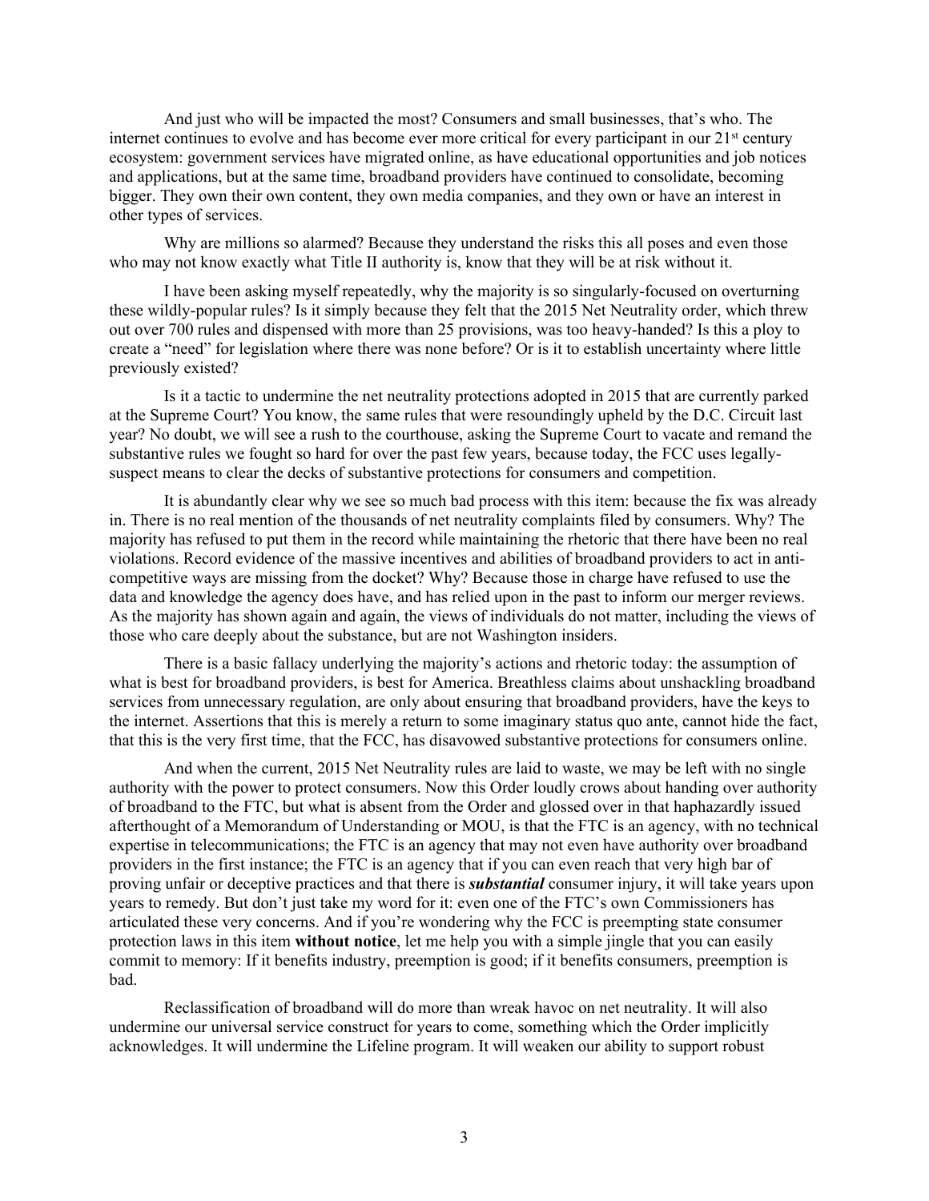And just who will be impacted the most? Consumers and small businesses, that's who. The internet continues to evolve and has become ever more critical for every participant in our 21st century ecosystem: government services have migrated online, as have educational opportunities and job notices and applications, but at the same time, broadband providers have continued to consolidate, becoming bigger. They own their own content, they own media companies, and they own or have an interest in other types of services.

Why are millions so alarmed? Because they understand the risks this all poses and even those who may not know exactly what Title II authority is, know that they will be at risk without it.

I have been asking myself repeatedly, why the majority is so singularly-focused on overturning these wildly-popular rules? Is it simply because they felt that the 2015 Net Neutrality order, which threw out over 700 rules and dispensed with more than 25 provisions, was too heavy-handed? Is this a ploy to create a "need" for legislation where there was none before? Or is it to establish uncertainty where little previously existed?

Is it a tactic to undermine the net neutrality protections adopted in 2015 that are currently parked at the Supreme Court? You know, the same rules that were resoundingly upheld by the D.C. Circuit last year? No doubt, we will see a rush to the courthouse, asking the Supreme Court to vacate and remand the substantive rules we fought so hard for over the past few years, because today, the FCC uses legally-suspect means to clear the decks of substantive protections for consumers and competition.

It is abundantly clear why we see so much bad process with this item: because the fix was already in. There is no real mention of the thousands of net neutrality complaints filed by consumers. Why? The majority has refused to put them in the record while maintaining the rhetoric that there have been no real violations. Record evidence of the massive incentives and abilities of broadband providers to act in anti-competitive ways are missing from the docket? Why? Because those in charge have refused to use the data and knowledge the agency does have, and has relied upon in the past to inform our merger reviews. As the majority has shown again and again, the views of individuals do not matter, including the views of those who care deeply about the substance, but are not Washington insiders.

There is a basic fallacy underlying the majority's actions and rhetoric today: the assumption of what is best for broadband providers, is best for America. Breathless claims about unshackling broadband services from unnecessary regulation, are only about ensuring that broadband providers, have the keys to the internet. Assertions that this is merely a return to some imaginary status quo ante, cannot hide the fact, that this is the very first time, that the FCC, has disavowed substantive protections for consumers online.

And when the current, 2015 Net Neutrality rules are laid to waste, we may be left with no single authority with the power to protect consumers. Now this Order loudly crows about handing over authority of broadband to the FTC, but what is absent from the Order and glossed over in that haphazardly issued afterthought of a Memorandum of Understanding or MOU, is that the FTC is an agency, with no technical expertise in telecommunications; the FTC is an agency that may not even have authority over broadband providers in the first instance; the FTC is an agency that if you can even reach that very high bar of proving unfair or deceptive practices and that there is ***substantial*** consumer injury, it will take years upon years to remedy. But don't just take my word for it: even one of the FTC's own Commissioners has articulated these very concerns. And if you're wondering why the FCC is preempting state consumer protection laws in this item **without notice**, let me help you with a simple jingle that you can easily commit to memory: If it benefits industry, preemption is good; if it benefits consumers, preemption is bad.

Reclassification of broadband will do more than wreak havoc on net neutrality. It will also undermine our universal service construct for years to come, something which the Order implicitly acknowledges. It will undermine the Lifeline program. It will weaken our ability to support robust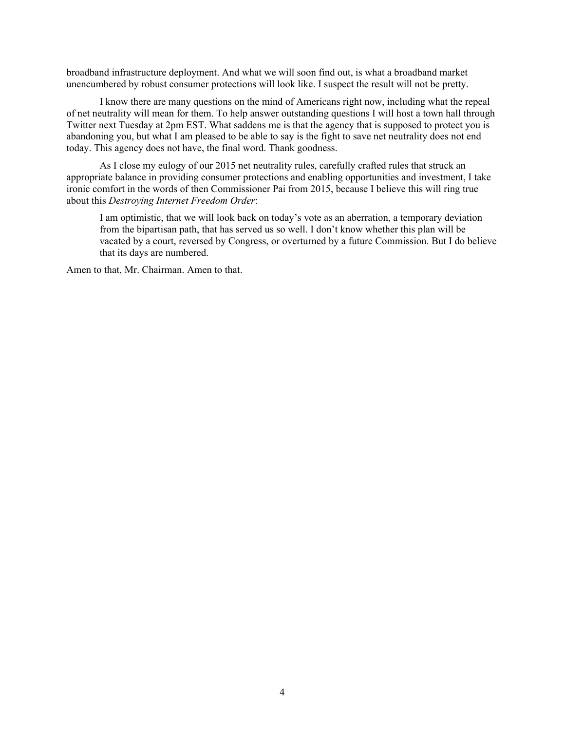broadband infrastructure deployment. And what we will soon find out, is what a broadband market unencumbered by robust consumer protections will look like. I suspect the result will not be pretty.

I know there are many questions on the mind of Americans right now, including what the repeal of net neutrality will mean for them. To help answer outstanding questions I will host a town hall through Twitter next Tuesday at 2pm EST. What saddens me is that the agency that is supposed to protect you is abandoning you, but what I am pleased to be able to say is the fight to save net neutrality does not end today. This agency does not have, the final word. Thank goodness.

As I close my eulogy of our 2015 net neutrality rules, carefully crafted rules that struck an appropriate balance in providing consumer protections and enabling opportunities and investment, I take ironic comfort in the words of then Commissioner Pai from 2015, because I believe this will ring true about this *Destroying Internet Freedom Order*:

> I am optimistic, that we will look back on today's vote as an aberration, a temporary deviation from the bipartisan path, that has served us so well. I don't know whether this plan will be vacated by a court, reversed by Congress, or overturned by a future Commission. But I do believe that its days are numbered.

Amen to that, Mr. Chairman. Amen to that.